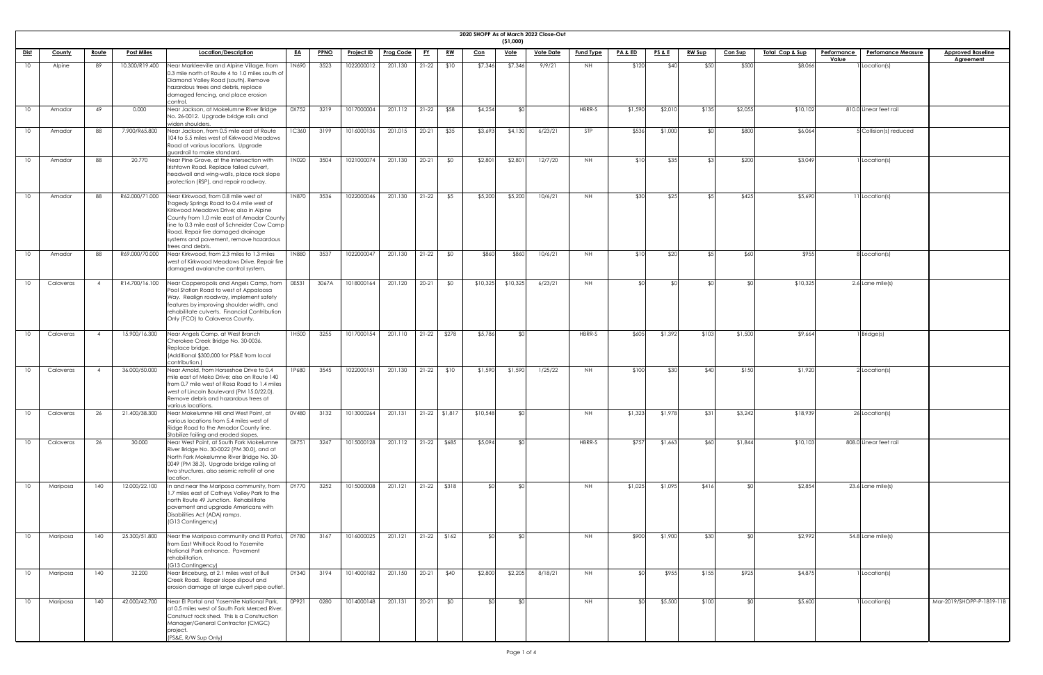# 2020 SHOPP As of March 2022 Close-Out

($1,000)

| Dist | County | Route | Post Miles | Location/Description | EA | PPNO | Project ID | Prog Code | FY | RW | Con | Vote | Vote Date | Fund Type | PA & ED | PS & E | RW Sup | Con Sup | Total Cap & Sup | Performance Value | Perfomance Measure | Approved Baseline Agreement |
|---|---|---|---|---|---|---|---|---|---|---|---|---|---|---|---|---|---|---|---|---|---|---|
| 10 | Alpine | 89 | 10.300/R19.400 | Near Markleeville and Alpine Village, from 0.3 mile north of Route 4 to 1.0 miles south of Diamond Valley Road (south). Remove hazardous trees and debris, replace damaged fencing, and place erosion control. | 1N690 | 3523 | 1022000012 | 201.130 | 21-22 | $10 | $7,346 | $7,346 | 9/9/21 | NH | $120 | $40 | $50 | $500 | $8,066 | 1 | Location(s) | |
| 10 | Amador | 49 | 0.000 | Near Jackson, at Mokelumne River Bridge No. 26-0012. Upgrade bridge rails and widen shoulders. | 0X752 | 3219 | 1017000004 | 201.112 | 21-22 | $58 | $4,254 | $0 | | HBRR-S | $1,590 | $2,010 | $135 | $2,055 | $10,102 | 810.0 | Linear feet rail | |
| 10 | Amador | 88 | 7.900/R65.800 | Near Jackson, from 0.5 mile east of Route 104 to 5.5 miles west of Kirkwood Meadows Road at various locations. Upgrade guardrail to make standard. | 1C360 | 3199 | 1016000136 | 201.015 | 20-21 | $35 | $3,693 | $4,130 | 6/23/21 | STP | $536 | $1,000 | $0 | $800 | $6,064 | 5 | Collision(s) reduced | |
| 10 | Amador | 88 | 20.770 | Near Pine Grove, at the intersection with Irishtown Road. Replace failed culvert, headwall and wing-walls, place rock slope protection (RSP), and repair roadway. | 1N020 | 3504 | 1021000074 | 201.130 | 20-21 | $0 | $2,801 | $2,801 | 12/7/20 | NH | $10 | $35 | $3 | $200 | $3,049 | 1 | Location(s) | |
| 10 | Amador | 88 | R62.000/71.000 | Near Kirkwood, from 0.8 mile west of Tragedy Springs Road to 0.4 mile west of Kirkwood Meadows Drive; also in Alpine County from 1.0 mile east of Amador County line to 0.3 mile east of Schneider Cow Camp Road. Repair fire damaged drainage systems and pavement, remove hazardous trees and debris. | 1N870 | 3536 | 1022000046 | 201.130 | 21-22 | $5 | $5,200 | $5,200 | 10/6/21 | NH | $30 | $25 | $5 | $425 | $5,690 | 11 | Location(s) | |
| 10 | Amador | 88 | R69.000/70.000 | Near Kirkwood, from 2.3 miles to 1.3 miles west of Kirkwood Meadows Drive. Repair fire damaged avalanche control system. | 1N880 | 3537 | 1022000047 | 201.130 | 21-22 | $0 | $860 | $860 | 10/6/21 | NH | $10 | $20 | $5 | $60 | $955 | 8 | Location(s) | |
| 10 | Calaveras | 4 | R14.700/16.100 | Near Copperopolis and Angels Camp, from Pool Station Road to west of Appaloosa Way. Realign roadway, implement safety features by improving shoulder width, and rehabilitate culverts. Financial Contribution Only (FCO) to Calaveras County. | 0E531 | 3067A | 1018000164 | 201.120 | 20-21 | $0 | $10,325 | $10,325 | 6/23/21 | NH | $0 | $0 | $0 | $0 | $10,325 | 2.6 | Lane mile(s) | |
| 10 | Calaveras | 4 | 15.900/16.300 | Near Angels Camp, at West Branch Cherokee Creek Bridge No. 30-0036. Replace bridge. (Additional $300,000 for PS&E from local contribution.) | 1H500 | 3255 | 1017000154 | 201.110 | 21-22 | $278 | $5,786 | $0 | | HBRR-S | $605 | $1,392 | $103 | $1,500 | $9,664 | 1 | Bridge(s) | |
| 10 | Calaveras | 4 | 36.000/50.000 | Near Arnold, from Horseshoe Drive to 0.4 mile east of Meko Drive; also on Route 140 from 0.7 mile east of Rosa Road to 1.4 miles west of Lincoln Boulevard (PM 15.0/22.0). Remove debris and hazardous trees at various locations. | 1P680 | 3545 | 1022000151 | 201.130 | 21-22 | $10 | $1,590 | $1,590 | 1/25/22 | NH | $100 | $30 | $40 | $150 | $1,920 | 2 | Location(s) | |
| 10 | Calaveras | 26 | 21.400/38.300 | Near Mokelumne Hill and West Point, at various locations from 5.4 miles west of Ridge Road to the Amador County line. Stabilize failing and eroded slopes. | 0V480 | 3132 | 1013000264 | 201.131 | 21-22 | $1,817 | $10,548 | $0 | | NH | $1,323 | $1,978 | $31 | $3,242 | $18,939 | 26 | Location(s) | |
| 10 | Calaveras | 26 | 30.000 | Near West Point, at South Fork Mokelumne River Bridge No. 30-0022 (PM 30.0), and at North Fork Mokelumne River Bridge No. 30-0049 (PM 38.3). Upgrade bridge railing at two structures, also seismic retrofit at one location. | 0X751 | 3247 | 1015000128 | 201.112 | 21-22 | $685 | $5,094 | $0 | | HBRR-S | $757 | $1,663 | $60 | $1,844 | $10,103 | 808.0 | Linear feet rail | |
| 10 | Mariposa | 140 | 12.000/22.100 | In and near the Mariposa community, from 1.7 miles east of Catheys Valley Park to the north Route 49 Junction. Rehabilitate pavement and upgrade Americans with Disabilities Act (ADA) ramps. (G13 Contingency) | 0Y770 | 3252 | 1015000008 | 201.121 | 21-22 | $318 | $0 | $0 | | NH | $1,025 | $1,095 | $416 | $0 | $2,854 | 23.6 | Lane mile(s) | |
| 10 | Mariposa | 140 | 25.300/51.800 | Near the Mariposa community and El Portal, from East Whitlock Road to Yosemite National Park entrance. Pavement rehabilitation. (G13 Contingency) | 0Y780 | 3167 | 1016000025 | 201.121 | 21-22 | $162 | $0 | $0 | | NH | $900 | $1,900 | $30 | $0 | $2,992 | 54.8 | Lane mile(s) | |
| 10 | Mariposa | 140 | 32.200 | Near Briceburg, at 2.1 miles west of Bull Creek Road. Repair slope slipout and erosion damage at large culvert pipe outlet. | 0Y340 | 3194 | 1014000182 | 201.150 | 20-21 | $40 | $2,800 | $2,205 | 8/18/21 | NH | $0 | $955 | $155 | $925 | $4,875 | 1 | Location(s) | |
| 10 | Mariposa | 140 | 42.000/42.700 | Near El Portal and Yosemite National Park, at 0.5 miles west of South Fork Merced River. Construct rock shed. This is a Construction Manager/General Contractor (CMGC) project. (PS&E, R/W Sup Only) | 0P921 | 0280 | 1014000148 | 201.131 | 20-21 | $0 | $0 | $0 | | NH | $0 | $5,500 | $100 | $0 | $5,600 | 1 | Location(s) | Mar-2019/SHOPP-P-1819-11B |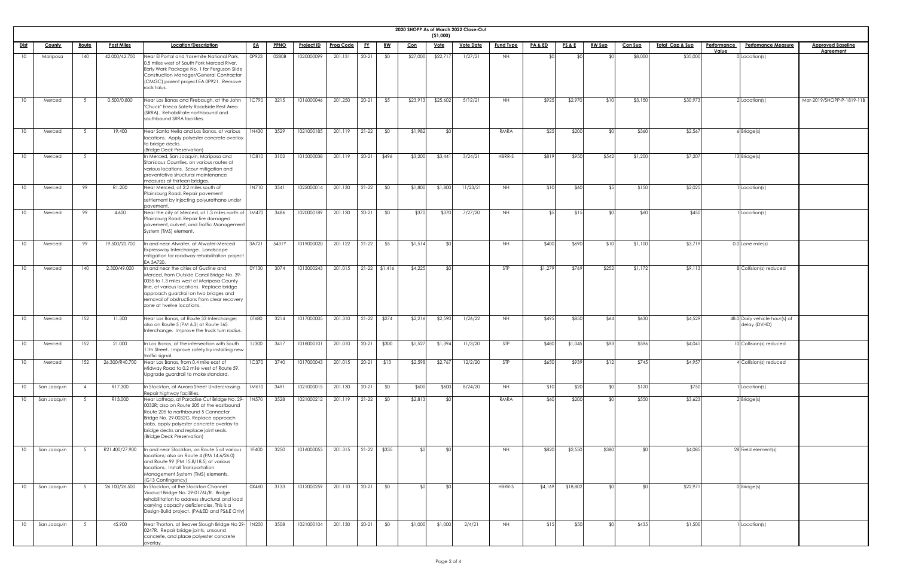**2020 SHOPP As of March 2022 Close-Out**

**($1,000)**

| Dist | County | Route | Post Miles | Location/Description | EA | PPNO | Project ID | Prog Code | FY | RW | Con | Vote | Vote Date | Fund Type | PA & ED | PS & E | RW Sup | Con Sup | Total Cap & Sup | Performance Value | Perfomance Measure | Approved Baseline Agreement |
|---|---|---|---|---|---|---|---|---|---|---|---|---|---|---|---|---|---|---|---|---|---|---|
| 10 | Mariposa | 140 | 42.000/42.700 | Near El Portal and Yosemite National Park, 0.5 miles west of South Fork Merced River. Early Work Package No. 1 for Ferguson Slide Construction Manager/General Contractor (CMGC) parent project EA 0P921. Remove rock talus. | 0P923 | 0280B | 1020000099 | 201.131 | 20-21 | $0 | $27,000 | $22,717 | 1/27/21 | NH | $0 | $0 | $0 | $8,000 | $35,000 | 0 | Location(s) | |
| 10 | Merced | 5 | 0.500/0.800 | Near Los Banos and Firebaugh, at the John "Chuck" Erreca Safety Roadside Rest Area (SRRA). Rehabilitate northbound and southbound SRRA facilities. | 1C790 | 3215 | 1016000046 | 201.250 | 20-21 | $5 | $23,913 | $25,602 | 5/12/21 | NH | $925 | $2,970 | $10 | $3,150 | $30,973 | 2 | Location(s) | Mar-2019/SHOPP-P-1819-11B |
| 10 | Merced | 5 | 19.400 | Near Santa Nella and Los Banos, at various locations. Apply polyester concrete overlay to bridge decks. (Bridge Deck Preservation) | 1N430 | 3529 | 1021000185 | 201.119 | 21-22 | $0 | $1,982 | $0 | | RMRA | $25 | $200 | $0 | $360 | $2,567 | 6 | Bridge(s) | |
| 10 | Merced | 5 | | In Merced, San Joaquin, Mariposa and Stanislaus Counties, on various routes at various locations. Scour mitigation and preventative structural maintenance measures at thirteen bridges. | 1C810 | 3102 | 1015000038 | 201.119 | 20-21 | $496 | $3,200 | $3,441 | 3/24/21 | HBRR-S | $819 | $950 | $542 | $1,200 | $7,207 | 13 | Bridge(s) | |
| 10 | Merced | 99 | R1.200 | Near Merced, at 2.2 miles south of Plainsburg Road. Repair pavement settlement by injecting polyurethane under pavement. | 1N710 | 3541 | 1022000014 | 201.130 | 21-22 | $0 | $1,800 | $1,800 | 11/23/21 | NH | $10 | $60 | $5 | $150 | $2,025 | 1 | Location(s) | |
| 10 | Merced | 99 | 4.600 | Near the city of Merced, at 1.3 miles north of Plainsburg Road. Repair fire damaged pavement, culvert, and Traffic Management System (TMS) element. | 1M470 | 3486 | 1020000189 | 201.130 | 20-21 | $0 | $370 | $370 | 7/27/20 | NH | $5 | $15 | $0 | $60 | $450 | 1 | Location(s) | |
| 10 | Merced | 99 | 19.500/20.700 | In and near Atwater, at Atwater-Merced Expressway Interchange. Landscape mitigation for roadway rehabilitation project EA 3A720. | 3A721 | 5431Y | 1019000020 | 201.122 | 21-22 | $5 | $1,514 | $0 | | NH | $400 | $690 | $10 | $1,100 | $3,719 | 0.0 | Lane mile(s) | |
| 10 | Merced | 140 | 2.300/49.000 | In and near the cities of Gustine and Merced, from Outside Canal Bridge No. 39-0055 to 1.3 miles west of Mariposa County line, at various locations. Replace bridge approach guardrail on two bridges and removal of obstructions from clear recovery zone at twelve locations. | 0Y130 | 3074 | 1013000243 | 201.015 | 21-22 | $1,416 | $4,225 | $0 | | STP | $1,279 | $769 | $252 | $1,172 | $9,113 | 8 | Collision(s) reduced | |
| 10 | Merced | 152 | 11.300 | Near Los Banos, at Route 33 Interchange; also on Route 5 (PM 6.3) at Route 165 Interchange. Improve the truck turn radius. | 0T680 | 3214 | 1017000005 | 201.310 | 21-22 | $274 | $2,216 | $2,590 | 1/26/22 | NH | $495 | $850 | $64 | $630 | $4,529 | 48.0 | Daily vehicle hour(s) of delay (DVHD) | |
| 10 | Merced | 152 | 21.000 | In Los Banos, at the intersection with South 11th Street. Improve safety by installing new traffic signal. | 1J300 | 3417 | 1018000101 | 201.010 | 20-21 | $300 | $1,527 | $1,394 | 11/3/20 | STP | $480 | $1,045 | $93 | $596 | $4,041 | 10 | Collision(s) reduced | |
| 10 | Merced | 152 | 26.300/R40.700 | Near Los Banos, from 0.4 mile east of Midway Road to 0.2 mile west of Route 59. Upgrade guardrail to make standard. | 1C370 | 3740 | 1017000043 | 201.015 | 20-21 | $13 | $2,598 | $2,767 | 12/2/20 | STP | $650 | $939 | $12 | $745 | $4,957 | 4 | Collision(s) reduced | |
| 10 | San Joaquin | 4 | R17.300 | In Stockton, at Aurora Street Undercrossing. Repair highway facilities. | 1M610 | 3491 | 1021000015 | 201.130 | 20-21 | $0 | $600 | $600 | 8/24/20 | NH | $10 | $20 | $0 | $120 | $750 | 1 | Location(s) | |
| 10 | San Joaquin | 5 | R13.000 | Near Lathrop, at Paradise Cut Bridge No. 29-0032R; also on Route 205 at the eastbound Route 205 to northbound 5 Connector Bridge No. 29-0032G. Replace approach slabs, apply polyester concrete overlay to bridge decks and replace joint seals. (Bridge Deck Preservation) | 1N570 | 3528 | 1021000212 | 201.119 | 21-22 | $0 | $2,813 | $0 | | RMRA | $60 | $200 | $0 | $550 | $3,623 | 2 | Bridge(s) | |
| 10 | San Joaquin | 5 | R21.400/27.900 | In and near Stockton, on Route 5 at various locations; also on Route 4 (PM 14.6/26.0) and Route 99 (PM 15.8/18.5) at various locations. Install Transportation Management System (TMS) elements. (G13 Contingency) | 1F400 | 3250 | 1016000053 | 201.315 | 21-22 | $335 | $0 | $0 | | NH | $820 | $2,550 | $380 | $0 | $4,085 | 28 | Field element(s) | |
| 10 | San Joaquin | 5 | 26.100/26.500 | In Stockton, at the Stockton Channel Viaduct Bridge No. 29-0176L/R. Bridge rehabilitation to address structural and load carrying capacity deficiencies. This is a Design-Build project. (PA&ED and PS&E Only) | 0X460 | 3133 | 1012000259 | 201.110 | 20-21 | $0 | $0 | $0 | | HBRR-S | $4,169 | $18,802 | $0 | $0 | $22,971 | 0 | Bridge(s) | |
| 10 | San Joaquin | 5 | 45.900 | Near Thorton, at Beaver Slough Bridge No 29-0247R. Repair bridge joints, unsound concrete, and place polyester concrete overlay. | 1N200 | 3508 | 1021000104 | 201.130 | 20-21 | $0 | $1,000 | $1,000 | 2/4/21 | NH | $15 | $50 | $0 | $435 | $1,500 | 1 | Location(s) | |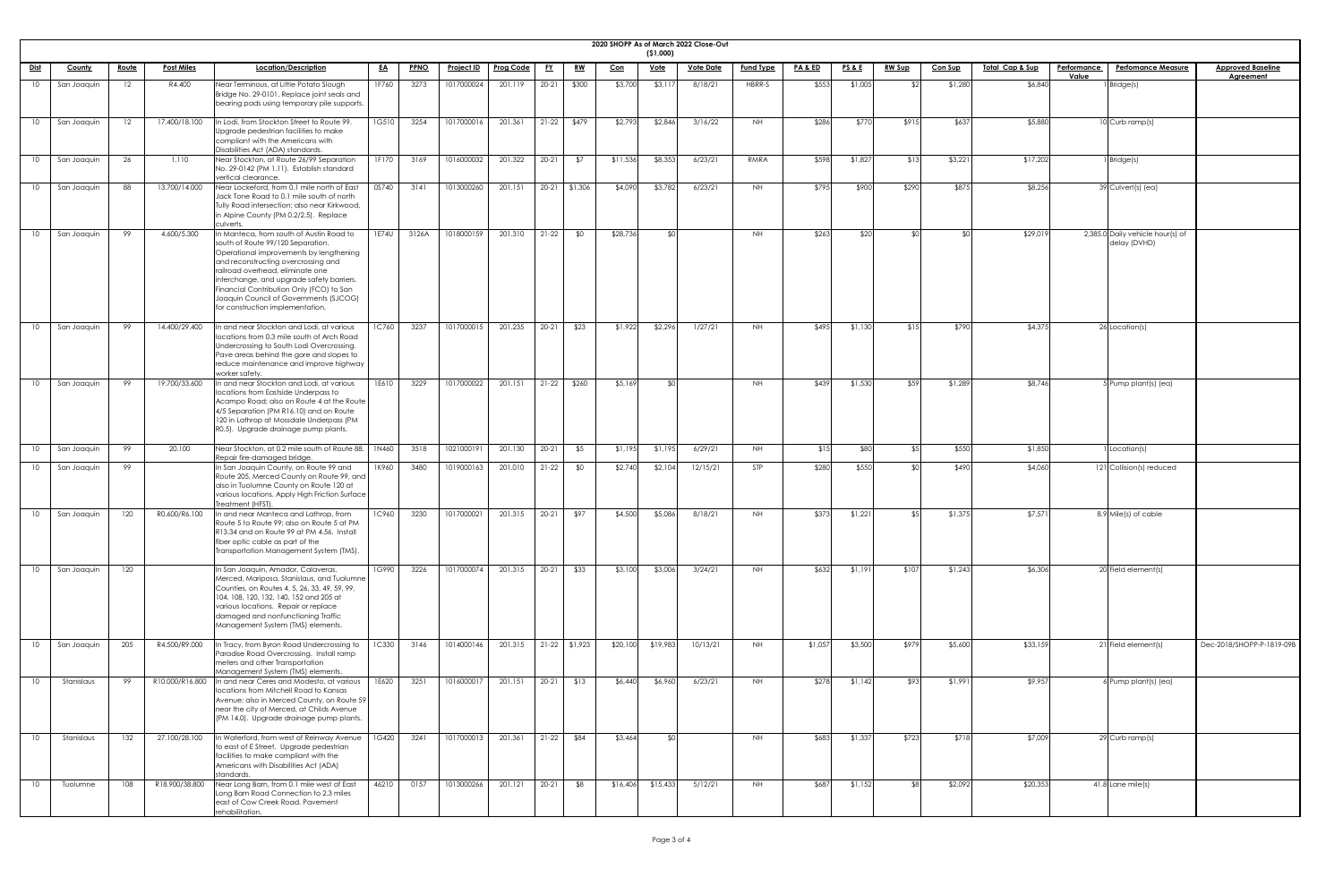# 2020 SHOPP As of March 2022 Close-Out

($1,000)

| Dist | County | Route | Post Miles | Location/Description | EA | PPNO | Project ID | Prog Code | FY | RW | Con | Vote | Vote Date | Fund Type | PA & ED | PS & E | RW Sup | Con Sup | Total Cap & Sup | Performance Value | Perfomance Measure | Approved Baseline Agreement |
|---|---|---|---|---|---|---|---|---|---|---|---|---|---|---|---|---|---|---|---|---|---|---|
| 10 | San Joaquin | 12 | R4.400 | Near Terminous, at Little Potato Slough Bridge No. 29-0101. Replace joint seals and bearing pads using temporary pile supports. | 1F760 | 3273 | 1017000024 | 201.119 | 20-21 | $300 | $3,700 | $3,117 | 8/18/21 | HBRR-S | $553 | $1,005 | $2 | $1,280 | $6,840 | 1 | Bridge(s) | |
| 10 | San Joaquin | 12 | 17.400/18.100 | In Lodi, from Stockton Street to Route 99. Upgrade pedestrian facilities to make compliant with the Americans with Disabilities Act (ADA) standards. | 1G510 | 3254 | 1017000016 | 201.361 | 21-22 | $479 | $2,793 | $2,846 | 3/16/22 | NH | $286 | $770 | $915 | $637 | $5,880 | 10 | Curb ramp(s) | |
| 10 | San Joaquin | 26 | 1.110 | Near Stockton, at Route 26/99 Separation No. 29-0142 (PM 1.11). Establish standard vertical clearance. | 1F170 | 3169 | 1016000032 | 201.322 | 20-21 | $7 | $11,536 | $8,353 | 6/23/21 | RMRA | $598 | $1,827 | $13 | $3,221 | $17,202 | 1 | Bridge(s) | |
| 10 | San Joaquin | 88 | 13.700/14.000 | Near Lockeford, from 0.1 mile north of East Jack Tone Road to 0.1 mile south of north Tully Road intersection; also near Kirkwood, in Alpine County (PM 0.2/2.5). Replace culverts. | 0S740 | 3141 | 1013000260 | 201.151 | 20-21 | $1,306 | $4,090 | $3,782 | 6/23/21 | NH | $795 | $900 | $290 | $875 | $8,256 | 39 | Culvert(s) (ea) | |
| 10 | San Joaquin | 99 | 4.600/5.300 | In Manteca, from south of Austin Road to south of Route 99/120 Separation. Operational improvements by lengthening and reconstructing overcrossing and railroad overhead, eliminate one interchange, and upgrade safety barriers. Financial Contribution Only (FCO) to San Joaquin Council of Governments (SJCOG) for construction implementation. | 1E74U | 3126A | 1018000159 | 201.310 | 21-22 | $0 | $28,736 | $0 | | NH | $263 | $20 | $0 | $0 | $29,019 | 2,385.0 | Daily vehicle hour(s) of delay (DVHD) | |
| 10 | San Joaquin | 99 | 14.400/29.400 | In and near Stockton and Lodi, at various locations from 0.3 mile south of Arch Road Undercrossing to South Lodi Overcrossing. Pave areas behind the gore and slopes to reduce maintenance and improve highway worker safety. | 1C760 | 3237 | 1017000015 | 201.235 | 20-21 | $23 | $1,922 | $2,296 | 1/27/21 | NH | $495 | $1,130 | $15 | $790 | $4,375 | 26 | Location(s) | |
| 10 | San Joaquin | 99 | 19.700/33.600 | In and near Stockton and Lodi, at various locations from Eastside Underpass to Acampo Road; also on Route 4 at the Route 4/5 Separation (PM R16.10) and on Route 120 in Lathrop at Mossdale Underpass (PM R0.5). Upgrade drainage pump plants. | 1E610 | 3229 | 1017000022 | 201.151 | 21-22 | $260 | $5,169 | $0 | | NH | $439 | $1,530 | $59 | $1,289 | $8,746 | 5 | Pump plant(s) (ea) | |
| 10 | San Joaquin | 99 | 20.100 | Near Stockton, at 0.2 mile south of Route 88. Repair fire-damaged bridge. | 1N460 | 3518 | 1021000191 | 201.130 | 20-21 | $5 | $1,195 | $1,195 | 6/29/21 | NH | $15 | $80 | $5 | $550 | $1,850 | 1 | Location(s) | |
| 10 | San Joaquin | 99 | | In San Joaquin County, on Route 99 and Route 205, Merced County on Route 99, and also in Tuolumne County on Route 120 at various locations. Apply High Friction Surface Treatment (HFST). | 1K960 | 3480 | 1019000163 | 201.010 | 21-22 | $0 | $2,740 | $2,104 | 12/15/21 | STP | $280 | $550 | $0 | $490 | $4,060 | 121 | Collision(s) reduced | |
| 10 | San Joaquin | 120 | R0.600/R6.100 | In and near Manteca and Lathrop, from Route 5 to Route 99; also on Route 5 at PM R13.34 and on Route 99 at PM 4.56. Install fiber optic cable as part of the Transportation Management System (TMS). | 1C960 | 3230 | 1017000021 | 201.315 | 20-21 | $97 | $4,500 | $5,086 | 8/18/21 | NH | $373 | $1,221 | $5 | $1,375 | $7,571 | 8.9 | Mile(s) of cable | |
| 10 | San Joaquin | 120 | | In San Joaquin, Amador, Calaveras, Merced, Mariposa, Stanislaus, and Tuolumne Counties, on Routes 4, 5, 26, 33, 49, 59, 99, 104, 108, 120, 132, 140, 152 and 205 at various locations. Repair or replace damaged and nonfunctioning Traffic Management System (TMS) elements. | 1G990 | 3226 | 1017000074 | 201.315 | 20-21 | $33 | $3,100 | $3,006 | 3/24/21 | NH | $632 | $1,191 | $107 | $1,243 | $6,306 | 20 | Field element(s) | |
| 10 | San Joaquin | 205 | R4.500/R9.000 | In Tracy, from Byron Road Undercrossing to Paradise Road Overcrossing. Install ramp meters and other Transportation Management System (TMS) elements. | 1C330 | 3146 | 1014000146 | 201.315 | 21-22 | $1,923 | $20,100 | $19,983 | 10/13/21 | NH | $1,057 | $3,500 | $979 | $5,600 | $33,159 | 21 | Field element(s) | Dec-2018/SHOPP-P-1819-09B |
| 10 | Stanislaus | 99 | R10.000/R16.800 | In and near Ceres and Modesto, at various locations from Mitchell Road to Kansas Avenue; also in Merced County, on Route 59 near the city of Merced, at Childs Avenue (PM 14.0). Upgrade drainage pump plants. | 1E620 | 3251 | 1016000017 | 201.151 | 20-21 | $13 | $6,440 | $6,960 | 6/23/21 | NH | $278 | $1,142 | $93 | $1,991 | $9,957 | 6 | Pump plant(s) (ea) | |
| 10 | Stanislaus | 132 | 27.100/28.100 | In Waterford, from west of Reinway Avenue to east of E Street. Upgrade pedestrian facilities to make compliant with the Americans with Disabilities Act (ADA) standards. | 1G420 | 3241 | 1017000013 | 201.361 | 21-22 | $84 | $3,464 | $0 | | NH | $683 | $1,337 | $723 | $718 | $7,009 | 29 | Curb ramp(s) | |
| 10 | Tuolumne | 108 | R18.900/38.800 | Near Long Barn, from 0.1 mile west of East Long Barn Road Connection to 2.3 miles east of Cow Creek Road. Pavement rehabilitation. | 46210 | 0157 | 1013000266 | 201.121 | 20-21 | $8 | $16,406 | $15,433 | 5/12/21 | NH | $687 | $1,152 | $8 | $2,092 | $20,353 | 41.8 | Lane mile(s) | |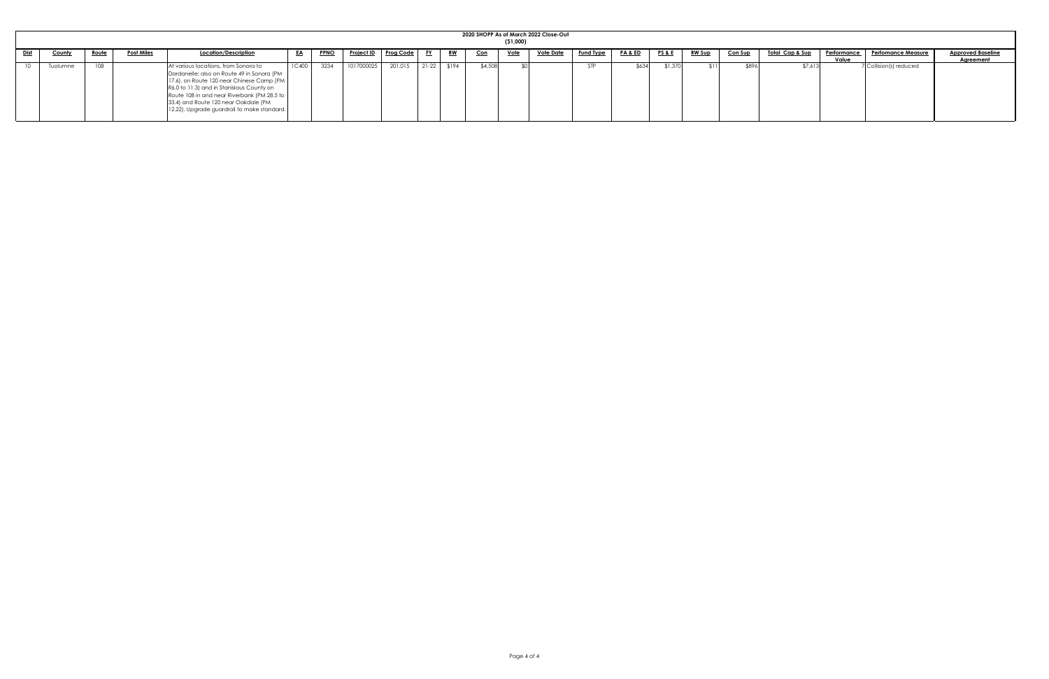## 2020 SHOPP As of March 2022 Close-Out

### ($1,000)

| Dist | County | Route | Post Miles | Location/Description | EA | PPNO | Project ID | Prog Code | FY | RW | Con | Vote | Vote Date | Fund Type | PA & ED | PS & E | RW Sup | Con Sup | Total Cap & Sup | Performance Value | Perfomance Measure | Approved Baseline Agreement |
|---|---|---|---|---|---|---|---|---|---|---|---|---|---|---|---|---|---|---|---|---|---|---|
| 10 | Tuolumne | 108 | | At various locations, from Sonora to Dardanelle; also on Route 49 in Sonora (PM 17.6), on Route 120 near Chinese Camp (PM R6.0 to 11.3) and in Stanislaus County on Route 108 in and near Riverbank (PM 28.5 to 33.4) and Route 120 near Oakdale (PM 12.22). Upgrade guardrail to make standard. | 1C400 | 3234 | 1017000025 | 201.015 | 21-22 | $194 | $4,508 | $0 | | STP | $634 | $1,370 | $11 | $896 | $7,613 | 7 | Collision(s) reduced | |